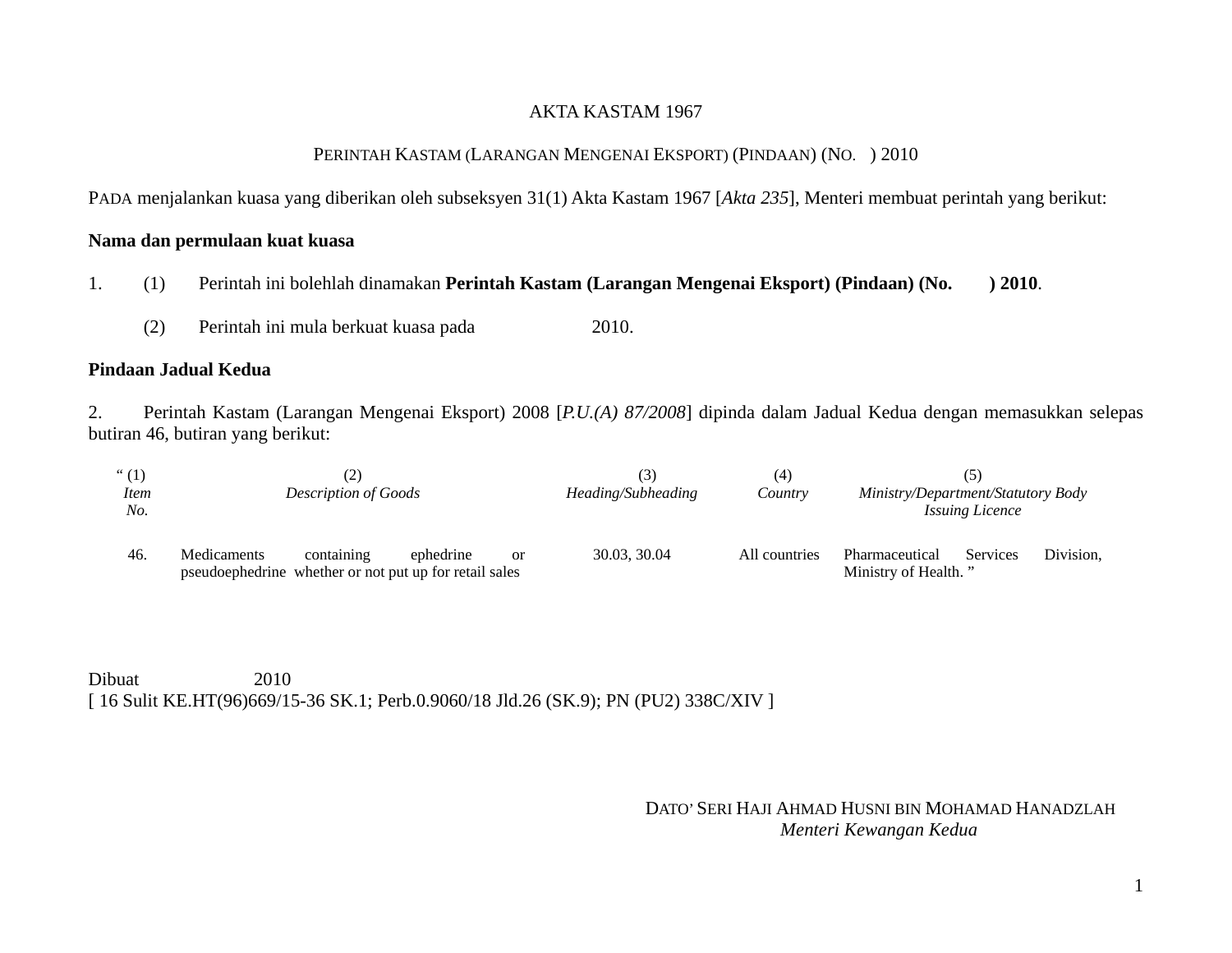AKTA KASTAM 1967

PERINTAH KASTAM (LARANGAN MENGENAI EKSPORT) (PINDAAN) (NO. ) 2010

PADA menjalankan kuasa yang diberikan oleh subseksyen 31(1) Akta Kastam 1967 [*Akta 235*], Menteri membuat perintah yang berikut:

**Nama dan permulaan kuat kuasa**

1. (1) Perintah ini bolehlah dinamakan **Perintah Kastam (Larangan Mengenai Eksport) (Pindaan) (No. ) 2010**.

 (2) Perintah ini mula berkuat kuasa pada 2010.

**Pindaan Jadual Kedua**

2. Perintah Kastam (Larangan Mengenai Eksport) 2008 [*P.U.(A) 87/2008*] dipinda dalam Jadual Kedua dengan memasukkan selepas butiran 46, butiran yang berikut:

| " (1) *Item No.* | (2) *Description of Goods* | (3) *Heading/Subheading* | (4) *Country* | (5) *Ministry/Department/Statutory Body Issuing Licence* |
|---|---|---|---|---|
| 46. | Medicaments containing ephedrine or pseudoephedrine whether or not put up for retail sales | 30.03, 30.04 | All countries | Pharmaceutical Services Division, Ministry of Health. " |

Dibuat 2010
[ 16 Sulit KE.HT(96)669/15-36 SK.1; Perb.0.9060/18 Jld.26 (SK.9); PN (PU2) 338C/XIV ]

DATO' SERI HAJI AHMAD HUSNI BIN MOHAMAD HANADZLAH
*Menteri Kewangan Kedua*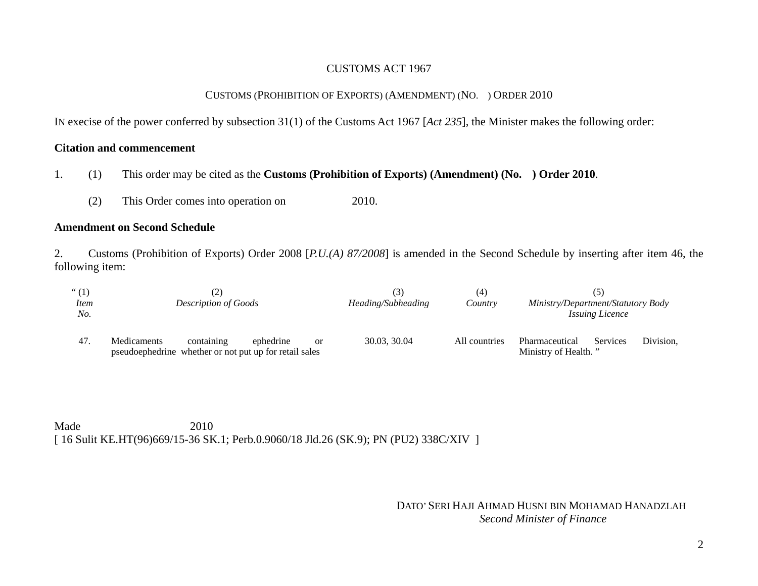CUSTOMS ACT 1967

CUSTOMS (PROHIBITION OF EXPORTS) (AMENDMENT) (NO. ) ORDER 2010

IN execise of the power conferred by subsection 31(1) of the Customs Act 1967 [*Act 235*], the Minister makes the following order:

**Citation and commencement**

1. (1) This order may be cited as the **Customs (Prohibition of Exports) (Amendment) (No. ) Order 2010**.

(2) This Order comes into operation on 2010.

**Amendment on Second Schedule**

2. Customs (Prohibition of Exports) Order 2008 [*P.U.(A) 87/2008*] is amended in the Second Schedule by inserting after item 46, the following item:

| " (1) *Item No.* | (2) *Description of Goods* | (3) *Heading/Subheading* | (4) *Country* | (5) *Ministry/Department/Statutory Body Issuing Licence* |
|---|---|---|---|---|
| 47. | Medicaments containing ephedrine or pseudoephedrine whether or not put up for retail sales | 30.03, 30.04 | All countries | Pharmaceutical Services Division, Ministry of Health. " |

Made 2010
[ 16 Sulit KE.HT(96)669/15-36 SK.1; Perb.0.9060/18 Jld.26 (SK.9); PN (PU2) 338C/XIV ]

DATO' SERI HAJI AHMAD HUSNI BIN MOHAMAD HANADZLAH
*Second Minister of Finance*